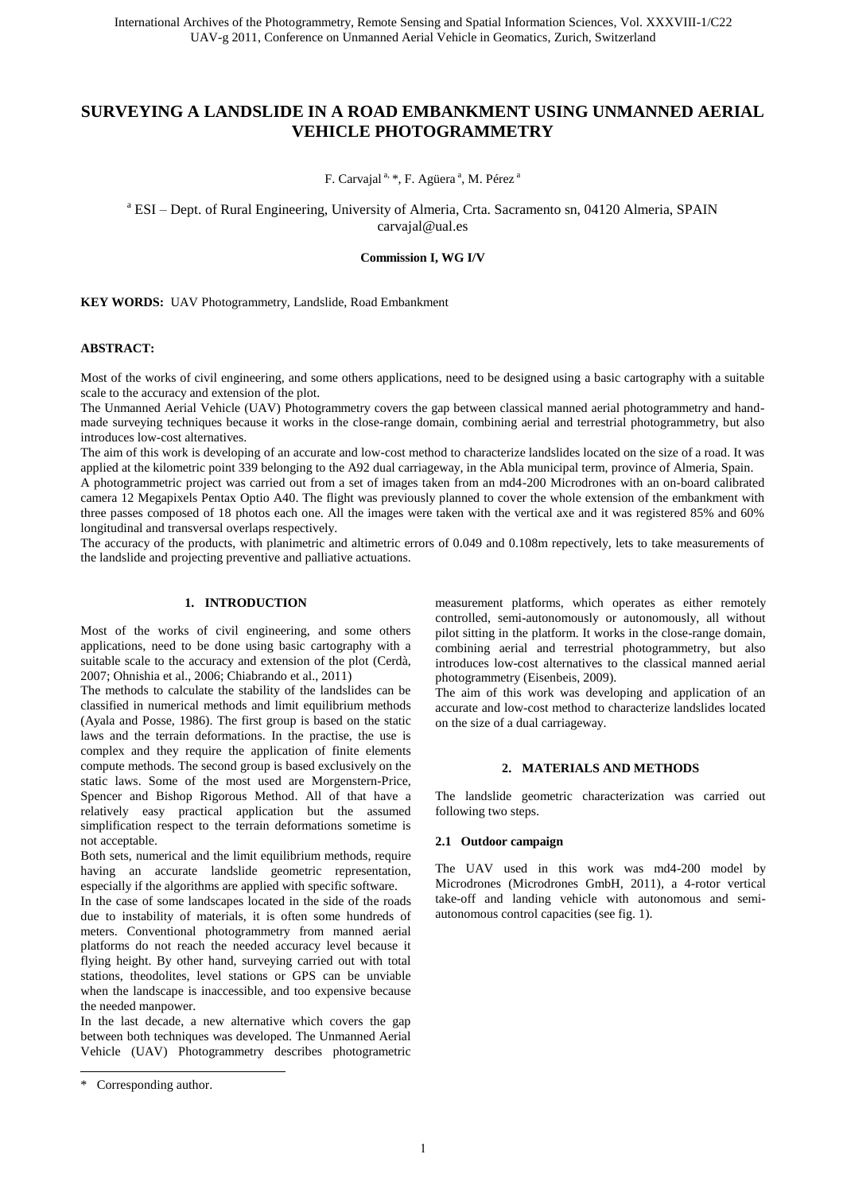# SURVEYING A LANDSLIDE IN A ROAD EMBANKMENT USING UNMANNED AERIAL VEHICLE PHOTOGRAMMETRY

F. Carvajal [a, *], F. Agüera [a], M. Pérez [a]

[a] ESI – Dept. of Rural Engineering, University of Almeria, Crta. Sacramento sn, 04120 Almeria, SPAIN
carvajal@ual.es

**Commission I, WG I/V**

**KEY WORDS:** UAV Photogrammetry, Landslide, Road Embankment

**ABSTRACT:**

Most of the works of civil engineering, and some others applications, need to be designed using a basic cartography with a suitable scale to the accuracy and extension of the plot.

The Unmanned Aerial Vehicle (UAV) Photogrammetry covers the gap between classical manned aerial photogrammetry and hand-made surveying techniques because it works in the close-range domain, combining aerial and terrestrial photogrammetry, but also introduces low-cost alternatives.

The aim of this work is developing of an accurate and low-cost method to characterize landslides located on the size of a road. It was applied at the kilometric point 339 belonging to the A92 dual carriageway, in the Abla municipal term, province of Almeria, Spain.

A photogrammetric project was carried out from a set of images taken from an md4-200 Microdrones with an on-board calibrated camera 12 Megapixels Pentax Optio A40. The flight was previously planned to cover the whole extension of the embankment with three passes composed of 18 photos each one. All the images were taken with the vertical axe and it was registered 85% and 60% longitudinal and transversal overlaps respectively.

The accuracy of the products, with planimetric and altimetric errors of 0.049 and 0.108m repectively, lets to take measurements of the landslide and projecting preventive and palliative actuations.

## 1. INTRODUCTION

Most of the works of civil engineering, and some others applications, need to be done using basic cartography with a suitable scale to the accuracy and extension of the plot (Cerdà, 2007; Ohnishia et al., 2006; Chiabrando et al., 2011)

The methods to calculate the stability of the landslides can be classified in numerical methods and limit equilibrium methods (Ayala and Posse, 1986). The first group is based on the static laws and the terrain deformations. In the practise, the use is complex and they require the application of finite elements compute methods. The second group is based exclusively on the static laws. Some of the most used are Morgenstern-Price, Spencer and Bishop Rigorous Method. All of that have a relatively easy practical application but the assumed simplification respect to the terrain deformations sometime is not acceptable.

Both sets, numerical and the limit equilibrium methods, require having an accurate landslide geometric representation, especially if the algorithms are applied with specific software.

In the case of some landscapes located in the side of the roads due to instability of materials, it is often some hundreds of meters. Conventional photogrammetry from manned aerial platforms do not reach the needed accuracy level because it flying height. By other hand, surveying carried out with total stations, theodolites, level stations or GPS can be unviable when the landscape is inaccessible, and too expensive because the needed manpower.

In the last decade, a new alternative which covers the gap between both techniques was developed. The Unmanned Aerial Vehicle (UAV) Photogrammetry describes photogrametric measurement platforms, which operates as either remotely controlled, semi-autonomously or autonomously, all without pilot sitting in the platform. It works in the close-range domain, combining aerial and terrestrial photogrammetry, but also introduces low-cost alternatives to the classical manned aerial photogrammetry (Eisenbeis, 2009).

The aim of this work was developing and application of an accurate and low-cost method to characterize landslides located on the size of a dual carriageway.

## 2. MATERIALS AND METHODS

The landslide geometric characterization was carried out following two steps.

### 2.1 Outdoor campaign

The UAV used in this work was md4-200 model by Microdrones (Microdrones GmbH, 2011), a 4-rotor vertical take-off and landing vehicle with autonomous and semi-autonomous control capacities (see fig. 1).

\* Corresponding author.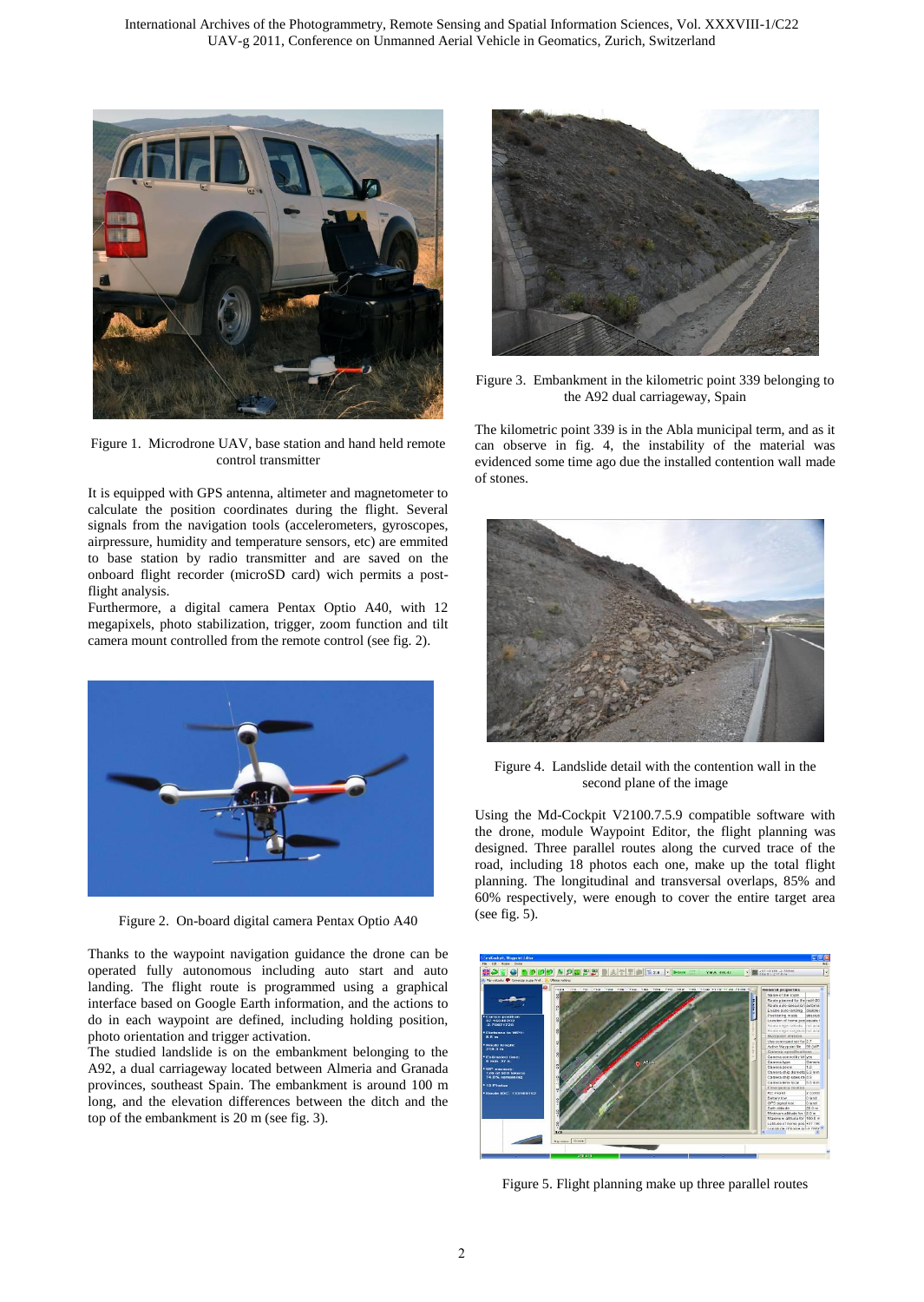Figure 1. Microdrone UAV, base station and hand held remote control transmitter

It is equipped with GPS antenna, altimeter and magnetometer to calculate the position coordinates during the flight. Several signals from the navigation tools (accelerometers, gyroscopes, airpressure, humidity and temperature sensors, etc) are emmited to base station by radio transmitter and are saved on the onboard flight recorder (microSD card) wich permits a post-flight analysis.
Furthermore, a digital camera Pentax Optio A40, with 12 megapixels, photo stabilization, trigger, zoom function and tilt camera mount controlled from the remote control (see fig. 2).

Figure 2. On-board digital camera Pentax Optio A40

Thanks to the waypoint navigation guidance the drone can be operated fully autonomous including auto start and auto landing. The flight route is programmed using a graphical interface based on Google Earth information, and the actions to do in each waypoint are defined, including holding position, photo orientation and trigger activation.
The studied landslide is on the embankment belonging to the A92, a dual carriageway located between Almeria and Granada provinces, southeast Spain. The embankment is around 100 m long, and the elevation differences between the ditch and the top of the embankment is 20 m (see fig. 3).

Figure 3. Embankment in the kilometric point 339 belonging to the A92 dual carriageway, Spain

The kilometric point 339 is in the Abla municipal term, and as it can observe in fig. 4, the instability of the material was evidenced some time ago due the installed contention wall made of stones.

Figure 4. Landslide detail with the contention wall in the second plane of the image

Using the Md-Cockpit V2100.7.5.9 compatible software with the drone, module Waypoint Editor, the flight planning was designed. Three parallel routes along the curved trace of the road, including 18 photos each one, make up the total flight planning. The longitudinal and transversal overlaps, 85% and 60% respectively, were enough to cover the entire target area (see fig. 5).

Figure 5. Flight planning make up three parallel routes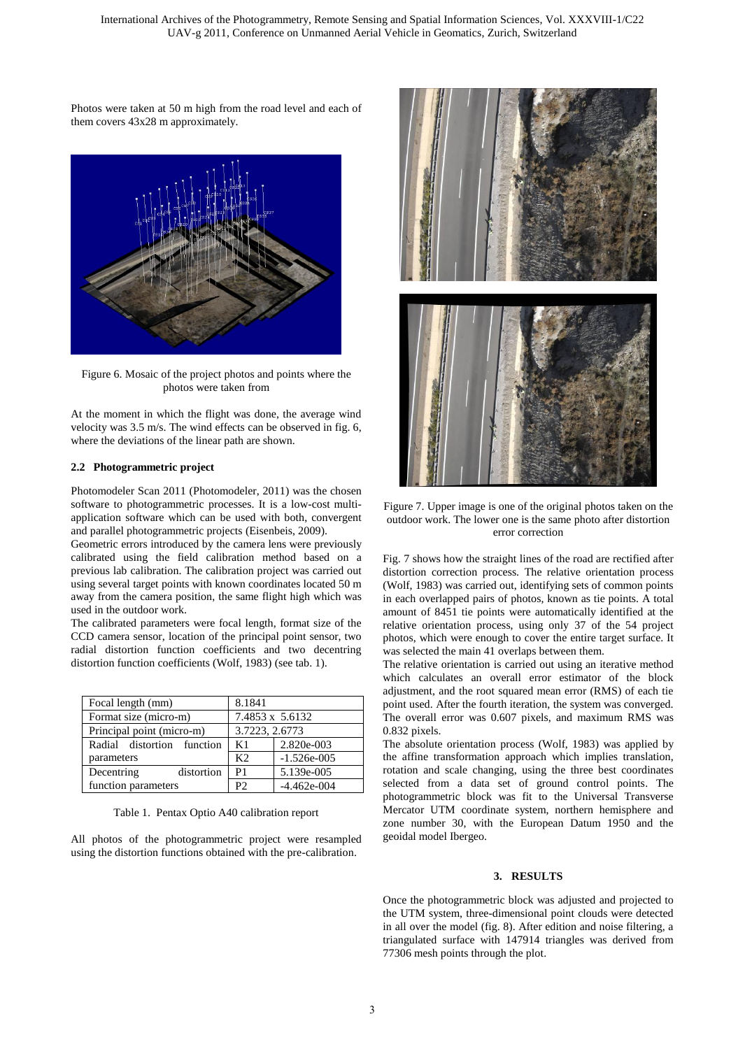Photos were taken at 50 m high from the road level and each of them covers 43x28 m approximately.

Figure 6. Mosaic of the project photos and points where the photos were taken from

At the moment in which the flight was done, the average wind velocity was 3.5 m/s. The wind effects can be observed in fig. 6, where the deviations of the linear path are shown.

### 2.2 Photogrammetric project

Photomodeler Scan 2011 (Photomodeler, 2011) was the chosen software to photogrammetric processes. It is a low-cost multi-application software which can be used with both, convergent and parallel photogrammetric projects (Eisenbeis, 2009).

Geometric errors introduced by the camera lens were previously calibrated using the field calibration method based on a previous lab calibration. The calibration project was carried out using several target points with known coordinates located 50 m away from the camera position, the same flight high which was used in the outdoor work.

The calibrated parameters were focal length, format size of the CCD camera sensor, location of the principal point sensor, two radial distortion function coefficients and two decentring distortion function coefficients (Wolf, 1983) (see tab. 1).

| Focal length (mm) | 8.1841 | |
|---|---|---|
| Format size (micro-m) | 7.4853 x 5.6132 | |
| Principal point (micro-m) | 3.7223, 2.6773 | |
| Radial distortion function parameters | K1 | 2.820e-003 |
| | K2 | -1.526e-005 |
| Decentring distortion function parameters | P1 | 5.139e-005 |
| | P2 | -4.462e-004 |

Table 1. Pentax Optio A40 calibration report

All photos of the photogrammetric project were resampled using the distortion functions obtained with the pre-calibration.

Figure 7. Upper image is one of the original photos taken on the outdoor work. The lower one is the same photo after distortion error correction

Fig. 7 shows how the straight lines of the road are rectified after distortion correction process. The relative orientation process (Wolf, 1983) was carried out, identifying sets of common points in each overlapped pairs of photos, known as tie points. A total amount of 8451 tie points were automatically identified at the relative orientation process, using only 37 of the 54 project photos, which were enough to cover the entire target surface. It was selected the main 41 overlaps between them.

The relative orientation is carried out using an iterative method which calculates an overall error estimator of the block adjustment, and the root squared mean error (RMS) of each tie point used. After the fourth iteration, the system was converged. The overall error was 0.607 pixels, and maximum RMS was 0.832 pixels.

The absolute orientation process (Wolf, 1983) was applied by the affine transformation approach which implies translation, rotation and scale changing, using the three best coordinates selected from a data set of ground control points. The photogrammetric block was fit to the Universal Transverse Mercator UTM coordinate system, northern hemisphere and zone number 30, with the European Datum 1950 and the geoidal model Ibergeo.

## 3. RESULTS

Once the photogrammetric block was adjusted and projected to the UTM system, three-dimensional point clouds were detected in all over the model (fig. 8). After edition and noise filtering, a triangulated surface with 147914 triangles was derived from 77306 mesh points through the plot.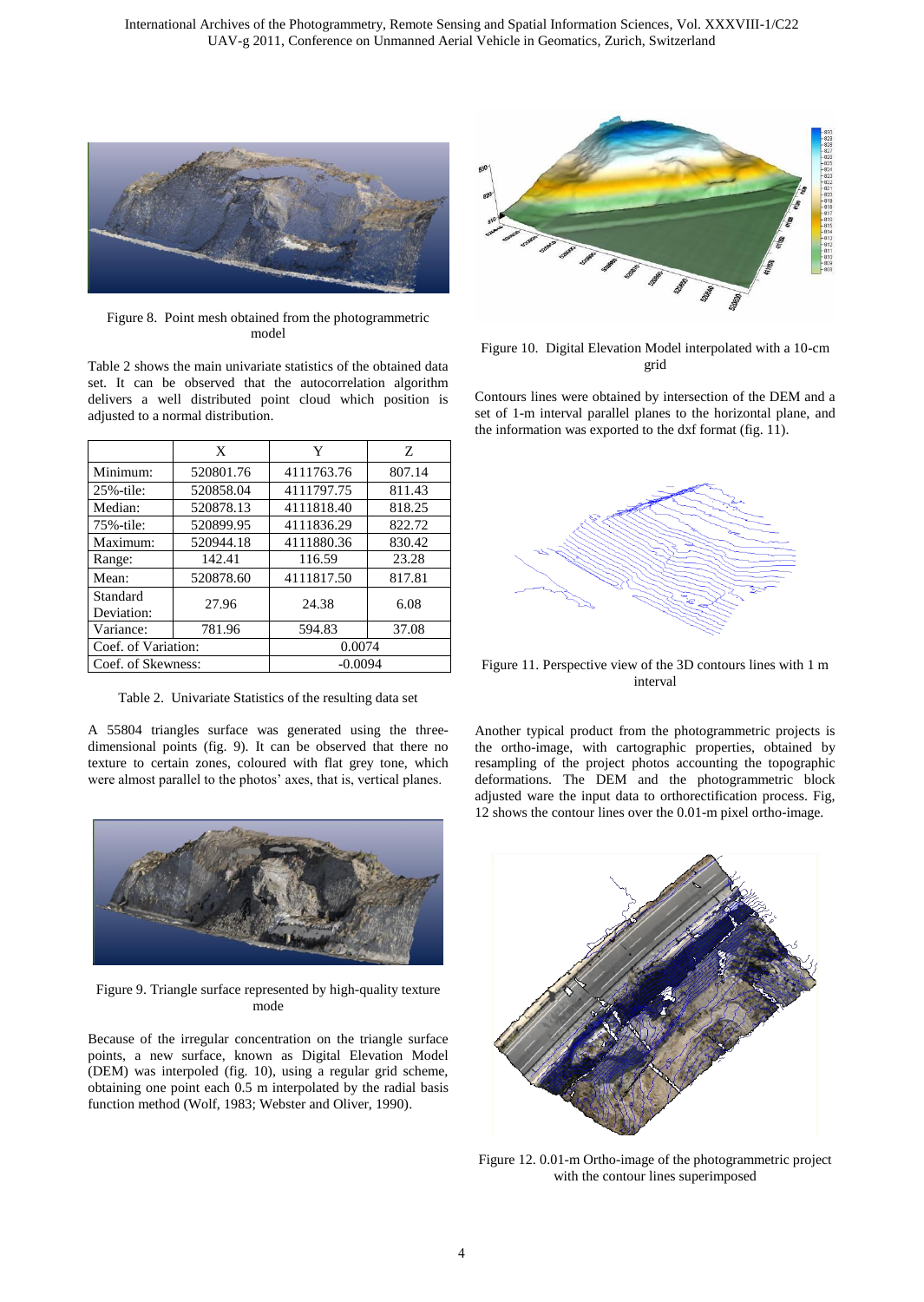Figure 8. Point mesh obtained from the photogrammetric model

Table 2 shows the main univariate statistics of the obtained data set. It can be observed that the autocorrelation algorithm delivers a well distributed point cloud which position is adjusted to a normal distribution.

| | X | Y | Z |
|---|---|---|---|
| Minimum: | 520801.76 | 4111763.76 | 807.14 |
| 25%-tile: | 520858.04 | 4111797.75 | 811.43 |
| Median: | 520878.13 | 4111818.40 | 818.25 |
| 75%-tile: | 520899.95 | 4111836.29 | 822.72 |
| Maximum: | 520944.18 | 4111880.36 | 830.42 |
| Range: | 142.41 | 116.59 | 23.28 |
| Mean: | 520878.60 | 4111817.50 | 817.81 |
| Standard Deviation: | 27.96 | 24.38 | 6.08 |
| Variance: | 781.96 | 594.83 | 37.08 |
| Coef. of Variation: | | 0.0074 | |
| Coef. of Skewness: | | -0.0094 | |

Table 2. Univariate Statistics of the resulting data set

A 55804 triangles surface was generated using the three-dimensional points (fig. 9). It can be observed that there no texture to certain zones, coloured with flat grey tone, which were almost parallel to the photos' axes, that is, vertical planes.

Figure 9. Triangle surface represented by high-quality texture mode

Because of the irregular concentration on the triangle surface points, a new surface, known as Digital Elevation Model (DEM) was interpoled (fig. 10), using a regular grid scheme, obtaining one point each 0.5 m interpolated by the radial basis function method (Wolf, 1983; Webster and Oliver, 1990).

Figure 10. Digital Elevation Model interpolated with a 10-cm grid

Contours lines were obtained by intersection of the DEM and a set of 1-m interval parallel planes to the horizontal plane, and the information was exported to the dxf format (fig. 11).

Figure 11. Perspective view of the 3D contours lines with 1 m interval

Another typical product from the photogrammetric projects is the ortho-image, with cartographic properties, obtained by resampling of the project photos accounting the topographic deformations. The DEM and the photogrammetric block adjusted ware the input data to orthorectification process. Fig, 12 shows the contour lines over the 0.01-m pixel ortho-image.

Figure 12. 0.01-m Ortho-image of the photogrammetric project with the contour lines superimposed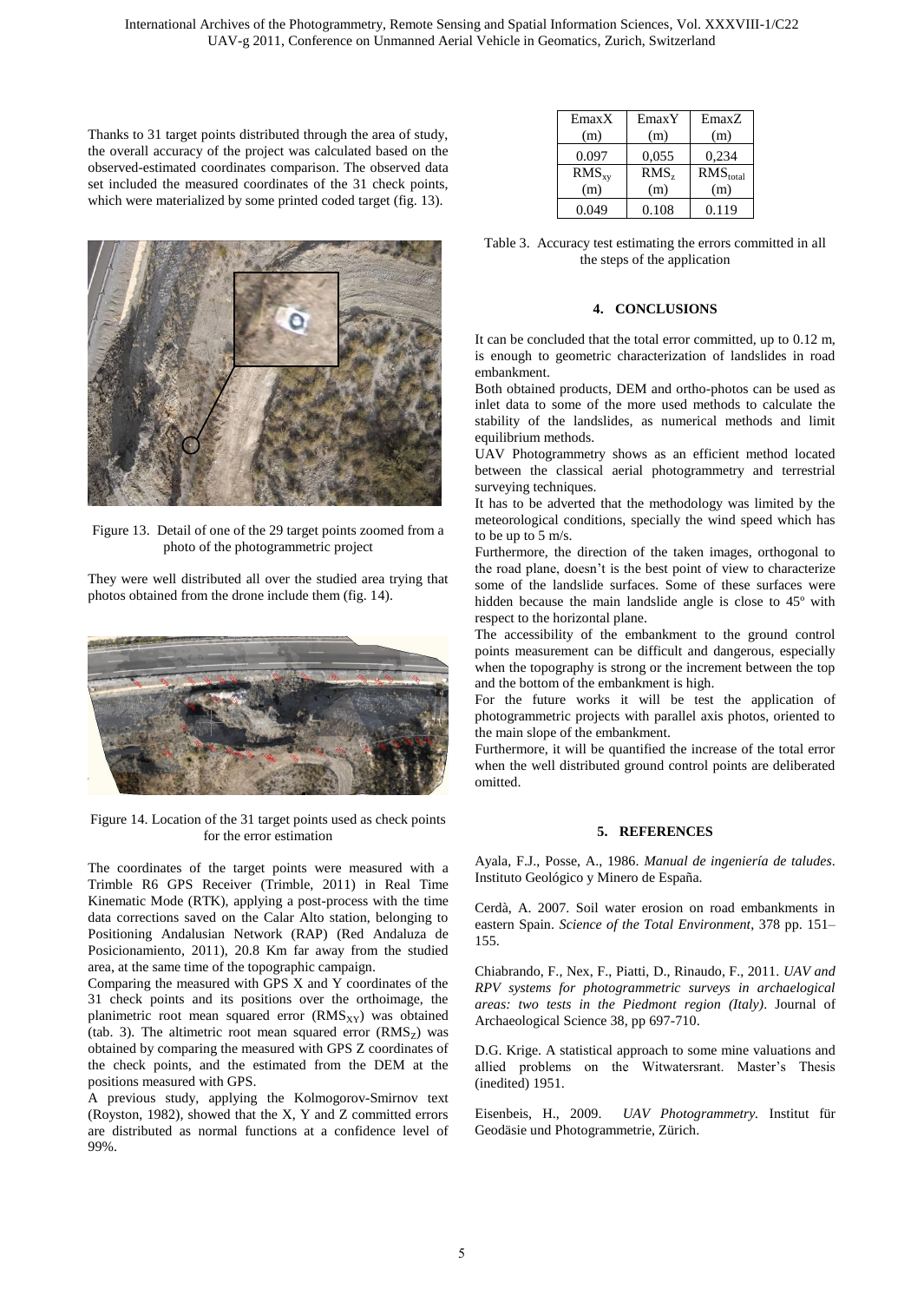Thanks to 31 target points distributed through the area of study, the overall accuracy of the project was calculated based on the observed-estimated coordinates comparison. The observed data set included the measured coordinates of the 31 check points, which were materialized by some printed coded target (fig. 13).

Figure 13. Detail of one of the 29 target points zoomed from a photo of the photogrammetric project

They were well distributed all over the studied area trying that photos obtained from the drone include them (fig. 14).

Figure 14. Location of the 31 target points used as check points for the error estimation

The coordinates of the target points were measured with a Trimble R6 GPS Receiver (Trimble, 2011) in Real Time Kinematic Mode (RTK), applying a post-process with the time data corrections saved on the Calar Alto station, belonging to Positioning Andalusian Network (RAP) (Red Andaluza de Posicionamiento, 2011), 20.8 Km far away from the studied area, at the same time of the topographic campaign.

Comparing the measured with GPS X and Y coordinates of the 31 check points and its positions over the orthoimage, the planimetric root mean squared error ($RMS_{XY}$) was obtained (tab. 3). The altimetric root mean squared error ($RMS_Z$) was obtained by comparing the measured with GPS Z coordinates of the check points, and the estimated from the DEM at the positions measured with GPS.

A previous study, applying the Kolmogorov-Smirnov text (Royston, 1982), showed that the X, Y and Z committed errors are distributed as normal functions at a confidence level of 99%.

| EmaxX (m) | EmaxY (m) | EmaxZ (m) |
|---|---|---|
| 0.097 | 0,055 | 0,234 |
| $RMS_{xy}$ (m) | $RMS_z$ (m) | $RMS_{total}$ (m) |
| 0.049 | 0.108 | 0.119 |

Table 3. Accuracy test estimating the errors committed in all the steps of the application

## 4. CONCLUSIONS

It can be concluded that the total error committed, up to 0.12 m, is enough to geometric characterization of landslides in road embankment.

Both obtained products, DEM and ortho-photos can be used as inlet data to some of the more used methods to calculate the stability of the landslides, as numerical methods and limit equilibrium methods.

UAV Photogrammetry shows as an efficient method located between the classical aerial photogrammetry and terrestrial surveying techniques.

It has to be adverted that the methodology was limited by the meteorological conditions, specially the wind speed which has to be up to 5 m/s.

Furthermore, the direction of the taken images, orthogonal to the road plane, doesn't is the best point of view to characterize some of the landslide surfaces. Some of these surfaces were hidden because the main landslide angle is close to 45º with respect to the horizontal plane.

The accessibility of the embankment to the ground control points measurement can be difficult and dangerous, especially when the topography is strong or the increment between the top and the bottom of the embankment is high.

For the future works it will be test the application of photogrammetric projects with parallel axis photos, oriented to the main slope of the embankment.

Furthermore, it will be quantified the increase of the total error when the well distributed ground control points are deliberated omitted.

## 5. REFERENCES

Ayala, F.J., Posse, A., 1986. *Manual de ingeniería de taludes*. Instituto Geológico y Minero de España.

Cerdà, A. 2007. Soil water erosion on road embankments in eastern Spain. *Science of the Total Environment*, 378 pp. 151–155.

Chiabrando, F., Nex, F., Piatti, D., Rinaudo, F., 2011. *UAV and RPV systems for photogrammetric surveys in archaelogical areas: two tests in the Piedmont region (Italy)*. Journal of Archaeological Science 38, pp 697-710.

D.G. Krige. A statistical approach to some mine valuations and allied problems on the Witwatersrant. Master's Thesis (inedited) 1951.

Eisenbeis, H., 2009. *UAV Photogrammetry.* Institut für Geodäsie und Photogrammetrie, Zürich.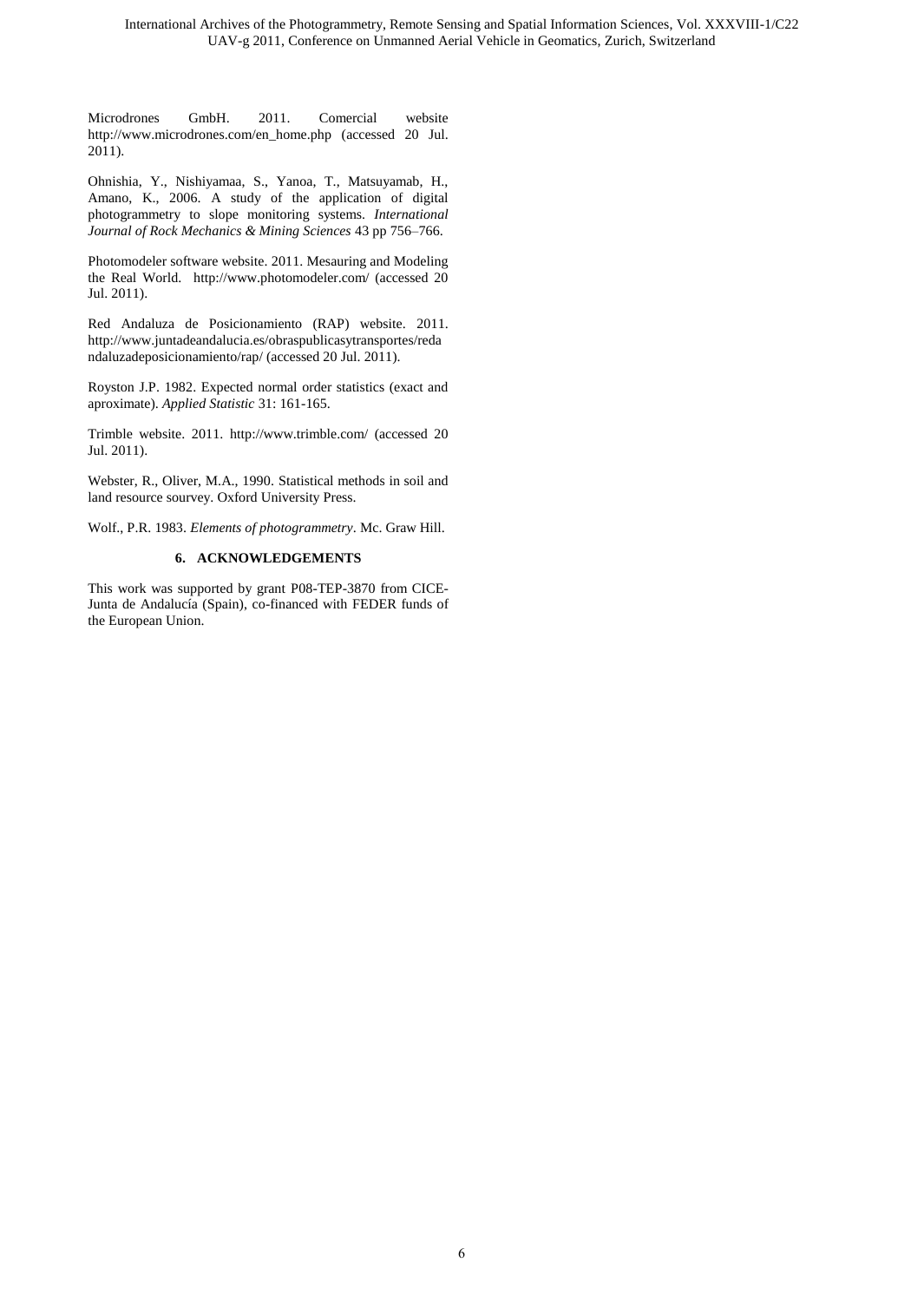Microdrones GmbH. 2011. Comercial website http://www.microdrones.com/en_home.php (accessed 20 Jul. 2011).

Ohnishia, Y., Nishiyamaa, S., Yanoa, T., Matsuyamab, H., Amano, K., 2006. A study of the application of digital photogrammetry to slope monitoring systems. *International Journal of Rock Mechanics & Mining Sciences* 43 pp 756–766.

Photomodeler software website. 2011. Mesauring and Modeling the Real World. http://www.photomodeler.com/ (accessed 20 Jul. 2011).

Red Andaluza de Posicionamiento (RAP) website. 2011. http://www.juntadeandalucia.es/obraspublicasytransportes/redandaluzadeposicionamiento/rap/ (accessed 20 Jul. 2011).

Royston J.P. 1982. Expected normal order statistics (exact and aproximate). *Applied Statistic* 31: 161-165.

Trimble website. 2011. http://www.trimble.com/ (accessed 20 Jul. 2011).

Webster, R., Oliver, M.A., 1990. Statistical methods in soil and land resource sourvey. Oxford University Press.

Wolf., P.R. 1983. *Elements of photogrammetry*. Mc. Graw Hill.

## 6. ACKNOWLEDGEMENTS

This work was supported by grant P08-TEP-3870 from CICE-Junta de Andalucía (Spain), co-financed with FEDER funds of the European Union.